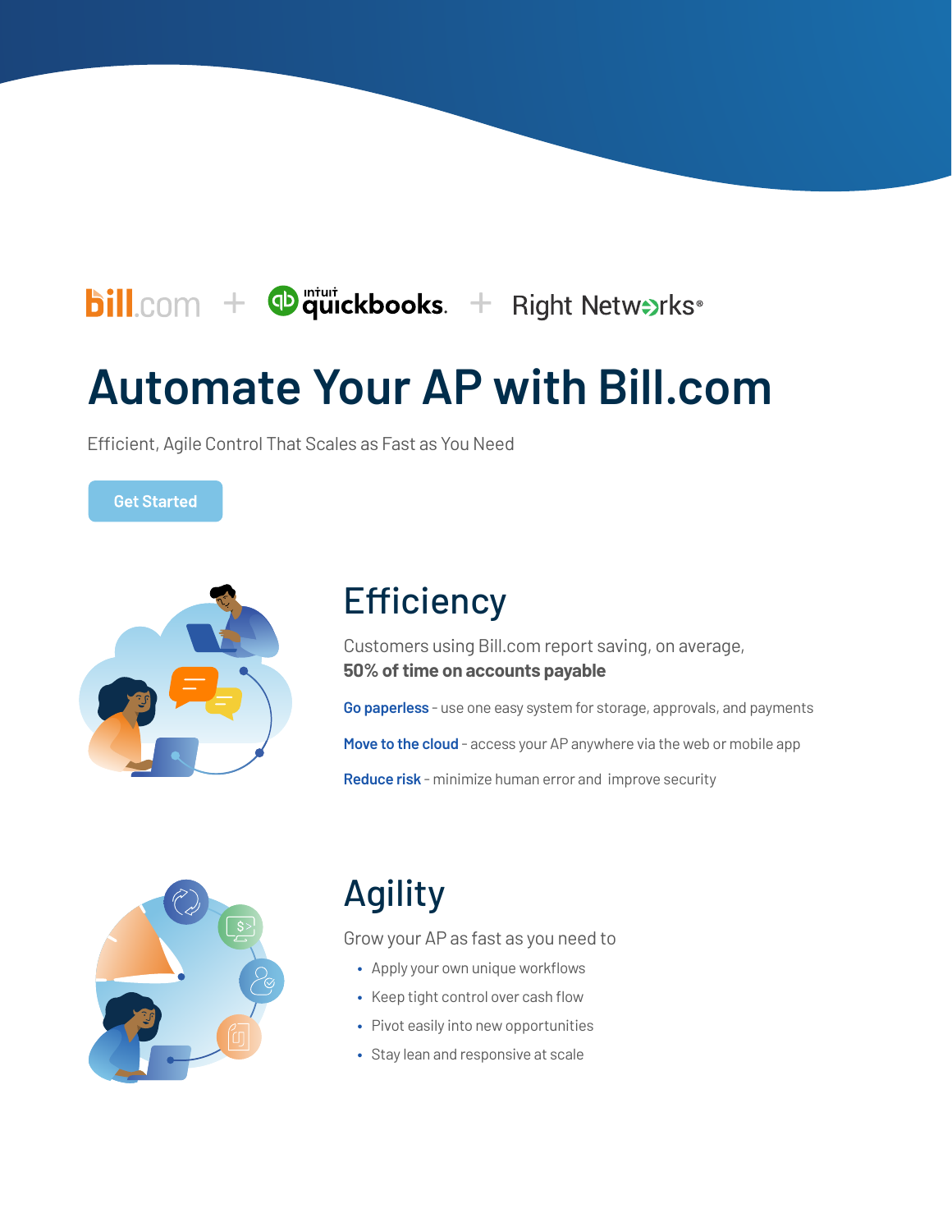bill.com + intuit quickbooks. + Right Networks®

# Automate Your AP with Bill.com

Efficient, Agile Control That Scales as Fast as You Need

Get Started

## Efficiency

Customers using Bill.com report saving, on average, **50% of time on accounts payable**

**Go paperless** - use one easy system for storage, approvals, and payments

**Move to the cloud** - access your AP anywhere via the web or mobile app

**Reduce risk** - minimize human error and improve security

## Agility

Grow your AP as fast as you need to

- Apply your own unique workflows
- Keep tight control over cash flow
- Pivot easily into new opportunities
- Stay lean and responsive at scale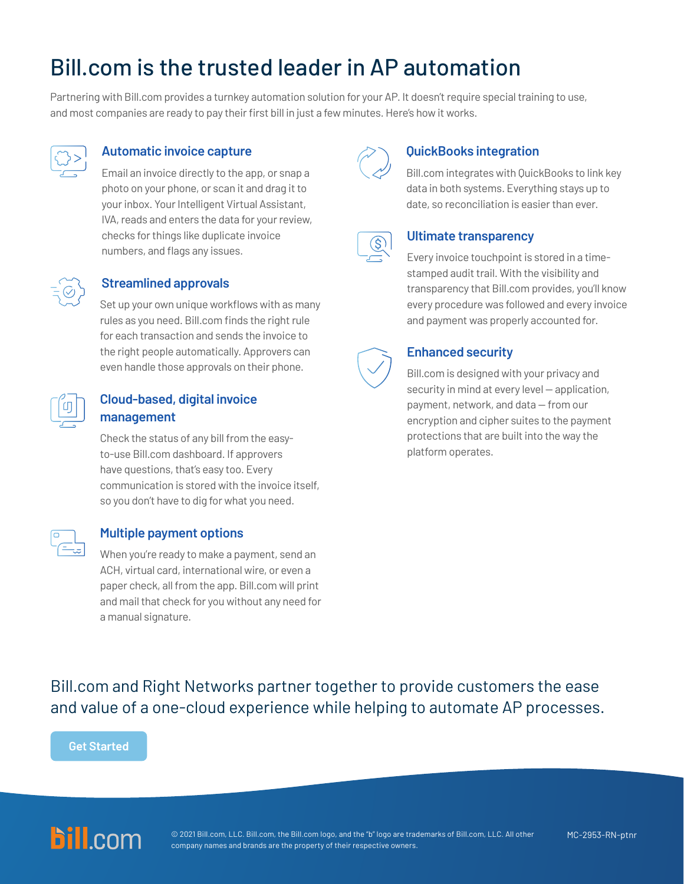# Bill.com is the trusted leader in AP automation

Partnering with Bill.com provides a turnkey automation solution for your AP. It doesn't require special training to use, and most companies are ready to pay their first bill in just a few minutes. Here's how it works.

### Automatic invoice capture

Email an invoice directly to the app, or snap a photo on your phone, or scan it and drag it to your inbox. Your Intelligent Virtual Assistant, IVA, reads and enters the data for your review, checks for things like duplicate invoice numbers, and flags any issues.

### Streamlined approvals

Set up your own unique workflows with as many rules as you need. Bill.com finds the right rule for each transaction and sends the invoice to the right people automatically. Approvers can even handle those approvals on their phone.

### Cloud-based, digital invoice management

Check the status of any bill from the easy-to-use Bill.com dashboard. If approvers have questions, that's easy too. Every communication is stored with the invoice itself, so you don't have to dig for what you need.

### Multiple payment options

When you're ready to make a payment, send an ACH, virtual card, international wire, or even a paper check, all from the app. Bill.com will print and mail that check for you without any need for a manual signature.

### QuickBooks integration

Bill.com integrates with QuickBooks to link key data in both systems. Everything stays up to date, so reconciliation is easier than ever.

### Ultimate transparency

Every invoice touchpoint is stored in a time-stamped audit trail. With the visibility and transparency that Bill.com provides, you'll know every procedure was followed and every invoice and payment was properly accounted for.

### Enhanced security

Bill.com is designed with your privacy and security in mind at every level — application, payment, network, and data — from our encryption and cipher suites to the payment protections that are built into the way the platform operates.

Bill.com and Right Networks partner together to provide customers the ease and value of a one-cloud experience while helping to automate AP processes.

Get Started

bill.com

© 2021 Bill.com, LLC. Bill.com, the Bill.com logo, and the "b" logo are trademarks of Bill.com, LLC. All other company names and brands are the property of their respective owners.

MC-2953-RN-ptnr